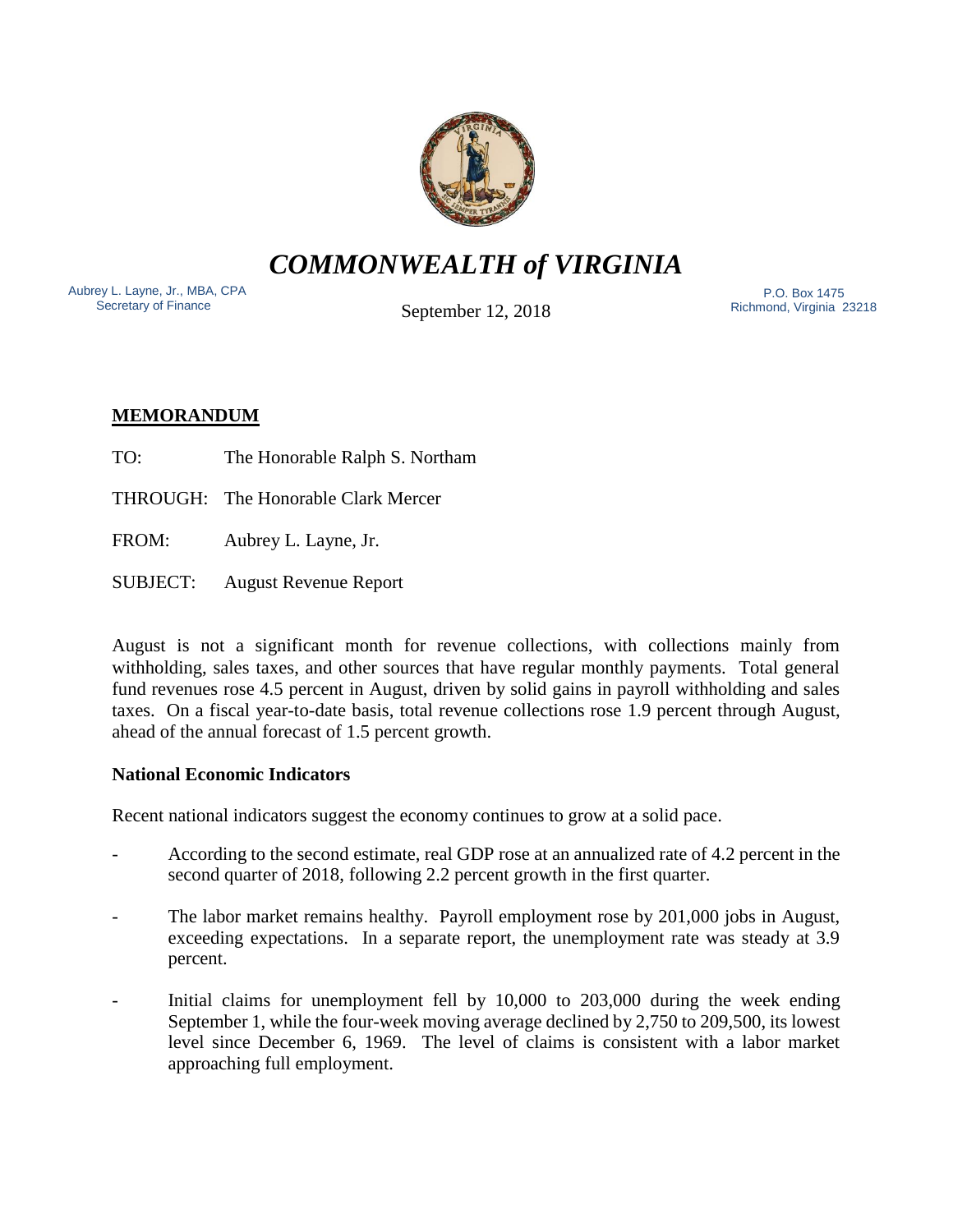# *COMMONWEALTH of VIRGINIA*

Aubrey L. Layne, Jr., MBA, CPA
Secretary of Finance

September 12, 2018

P.O. Box 1475
Richmond, Virginia 23218

**MEMORANDUM**

TO: The Honorable Ralph S. Northam

THROUGH: The Honorable Clark Mercer

FROM: Aubrey L. Layne, Jr.

SUBJECT: August Revenue Report

August is not a significant month for revenue collections, with collections mainly from withholding, sales taxes, and other sources that have regular monthly payments. Total general fund revenues rose 4.5 percent in August, driven by solid gains in payroll withholding and sales taxes. On a fiscal year-to-date basis, total revenue collections rose 1.9 percent through August, ahead of the annual forecast of 1.5 percent growth.

**National Economic Indicators**

Recent national indicators suggest the economy continues to grow at a solid pace.

- According to the second estimate, real GDP rose at an annualized rate of 4.2 percent in the second quarter of 2018, following 2.2 percent growth in the first quarter.
- The labor market remains healthy. Payroll employment rose by 201,000 jobs in August, exceeding expectations. In a separate report, the unemployment rate was steady at 3.9 percent.
- Initial claims for unemployment fell by 10,000 to 203,000 during the week ending September 1, while the four-week moving average declined by 2,750 to 209,500, its lowest level since December 6, 1969. The level of claims is consistent with a labor market approaching full employment.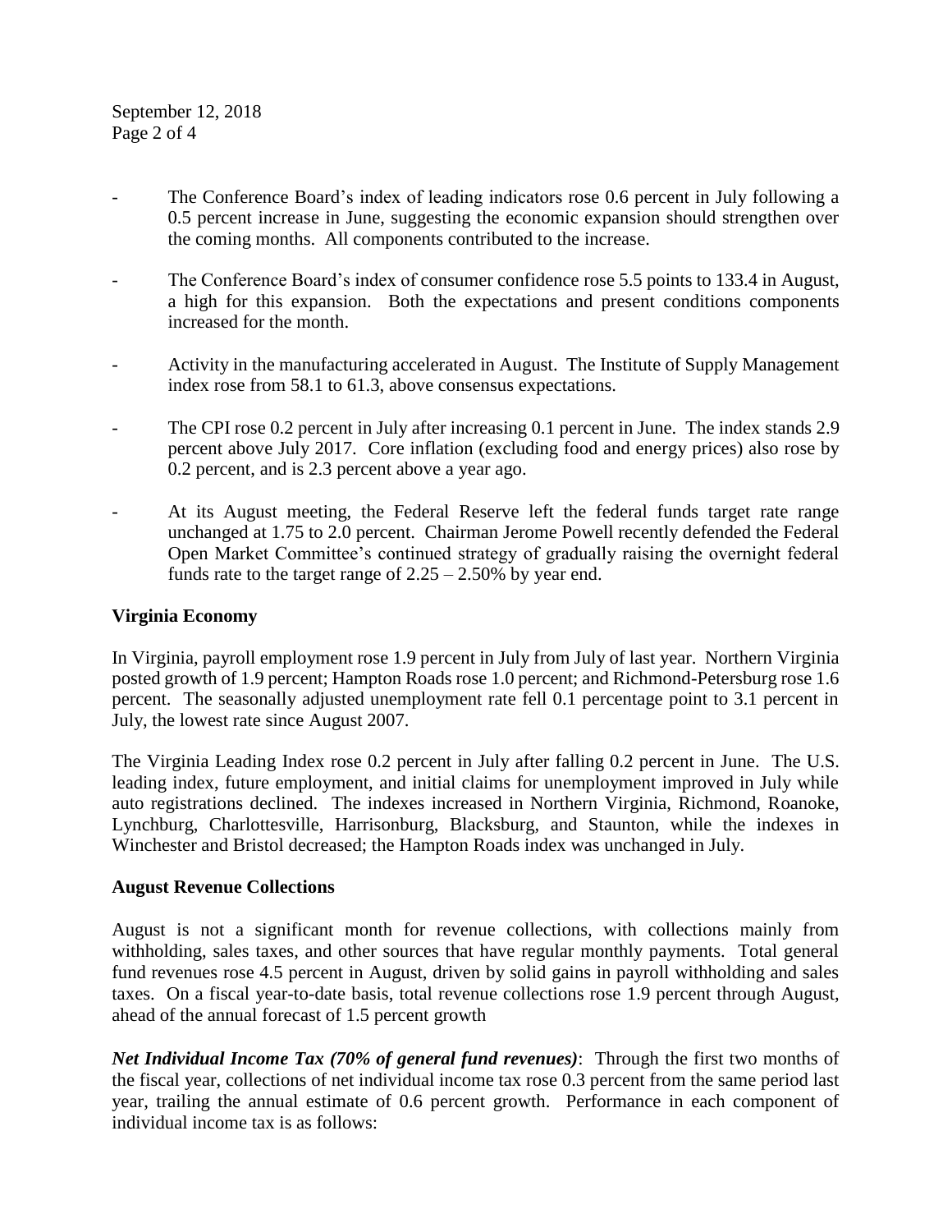- The Conference Board's index of leading indicators rose 0.6 percent in July following a 0.5 percent increase in June, suggesting the economic expansion should strengthen over the coming months. All components contributed to the increase.

- The Conference Board's index of consumer confidence rose 5.5 points to 133.4 in August, a high for this expansion. Both the expectations and present conditions components increased for the month.

- Activity in the manufacturing accelerated in August. The Institute of Supply Management index rose from 58.1 to 61.3, above consensus expectations.

- The CPI rose 0.2 percent in July after increasing 0.1 percent in June. The index stands 2.9 percent above July 2017. Core inflation (excluding food and energy prices) also rose by 0.2 percent, and is 2.3 percent above a year ago.

- At its August meeting, the Federal Reserve left the federal funds target rate range unchanged at 1.75 to 2.0 percent. Chairman Jerome Powell recently defended the Federal Open Market Committee's continued strategy of gradually raising the overnight federal funds rate to the target range of 2.25 – 2.50% by year end.

**Virginia Economy**

In Virginia, payroll employment rose 1.9 percent in July from July of last year. Northern Virginia posted growth of 1.9 percent; Hampton Roads rose 1.0 percent; and Richmond-Petersburg rose 1.6 percent. The seasonally adjusted unemployment rate fell 0.1 percentage point to 3.1 percent in July, the lowest rate since August 2007.

The Virginia Leading Index rose 0.2 percent in July after falling 0.2 percent in June. The U.S. leading index, future employment, and initial claims for unemployment improved in July while auto registrations declined. The indexes increased in Northern Virginia, Richmond, Roanoke, Lynchburg, Charlottesville, Harrisonburg, Blacksburg, and Staunton, while the indexes in Winchester and Bristol decreased; the Hampton Roads index was unchanged in July.

**August Revenue Collections**

August is not a significant month for revenue collections, with collections mainly from withholding, sales taxes, and other sources that have regular monthly payments. Total general fund revenues rose 4.5 percent in August, driven by solid gains in payroll withholding and sales taxes. On a fiscal year-to-date basis, total revenue collections rose 1.9 percent through August, ahead of the annual forecast of 1.5 percent growth

***Net Individual Income Tax (70% of general fund revenues)***: Through the first two months of the fiscal year, collections of net individual income tax rose 0.3 percent from the same period last year, trailing the annual estimate of 0.6 percent growth. Performance in each component of individual income tax is as follows: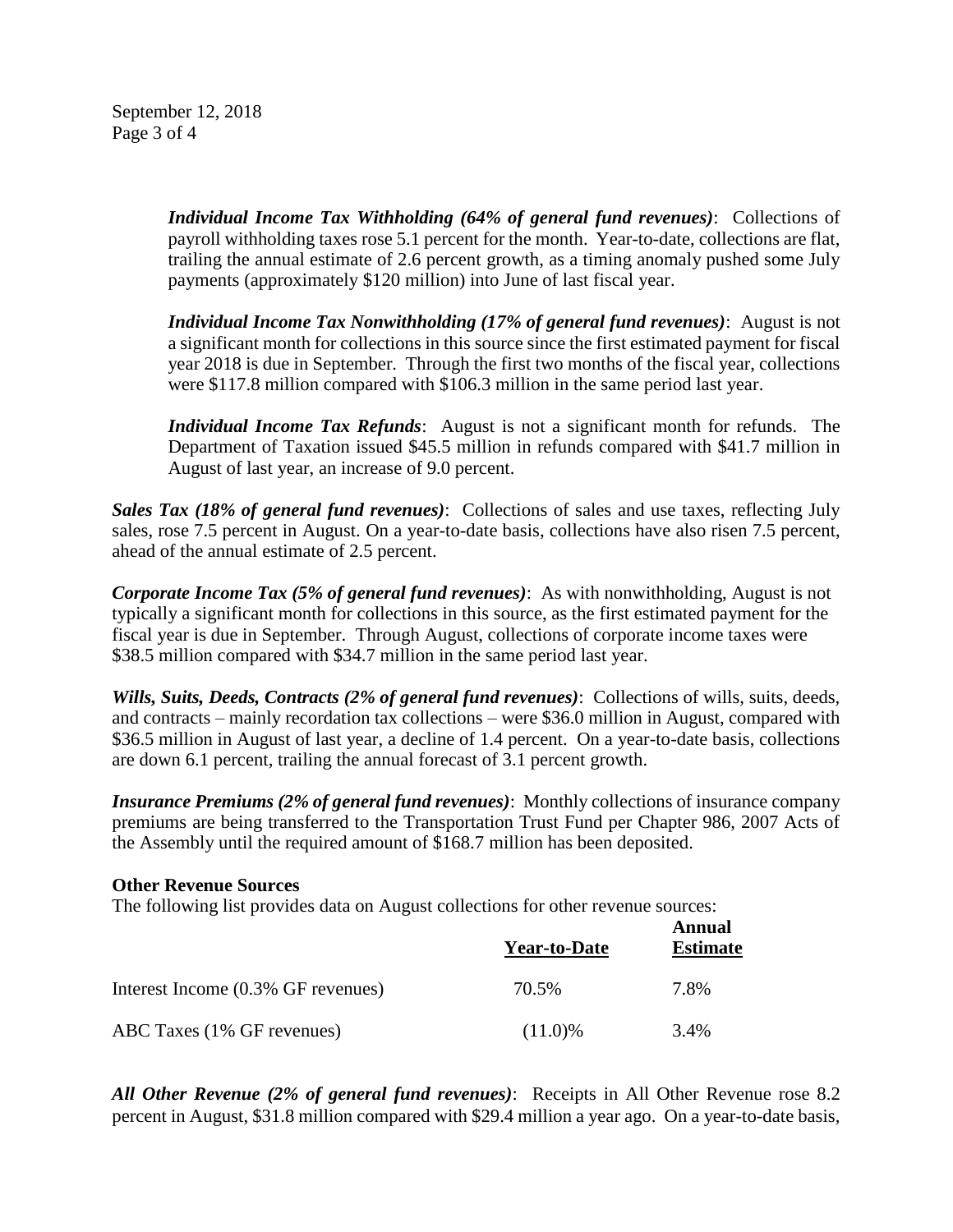*Individual Income Tax Withholding (64% of general fund revenues)*: Collections of payroll withholding taxes rose 5.1 percent for the month. Year-to-date, collections are flat, trailing the annual estimate of 2.6 percent growth, as a timing anomaly pushed some July payments (approximately $120 million) into June of last fiscal year.

*Individual Income Tax Nonwithholding (17% of general fund revenues)*: August is not a significant month for collections in this source since the first estimated payment for fiscal year 2018 is due in September. Through the first two months of the fiscal year, collections were $117.8 million compared with $106.3 million in the same period last year.

*Individual Income Tax Refunds*: August is not a significant month for refunds. The Department of Taxation issued $45.5 million in refunds compared with $41.7 million in August of last year, an increase of 9.0 percent.

*Sales Tax (18% of general fund revenues)*: Collections of sales and use taxes, reflecting July sales, rose 7.5 percent in August. On a year-to-date basis, collections have also risen 7.5 percent, ahead of the annual estimate of 2.5 percent.

*Corporate Income Tax (5% of general fund revenues)*: As with nonwithholding, August is not typically a significant month for collections in this source, as the first estimated payment for the fiscal year is due in September. Through August, collections of corporate income taxes were $38.5 million compared with $34.7 million in the same period last year.

*Wills, Suits, Deeds, Contracts (2% of general fund revenues)*: Collections of wills, suits, deeds, and contracts – mainly recordation tax collections – were $36.0 million in August, compared with $36.5 million in August of last year, a decline of 1.4 percent. On a year-to-date basis, collections are down 6.1 percent, trailing the annual forecast of 3.1 percent growth.

*Insurance Premiums (2% of general fund revenues)*: Monthly collections of insurance company premiums are being transferred to the Transportation Trust Fund per Chapter 986, 2007 Acts of the Assembly until the required amount of $168.7 million has been deposited.

**Other Revenue Sources**

The following list provides data on August collections for other revenue sources:

| | Year-to-Date | Annual Estimate |
|---|---|---|
| Interest Income (0.3% GF revenues) | 70.5% | 7.8% |
| ABC Taxes (1% GF revenues) | (11.0)% | 3.4% |

*All Other Revenue (2% of general fund revenues)*: Receipts in All Other Revenue rose 8.2 percent in August, $31.8 million compared with $29.4 million a year ago. On a year-to-date basis,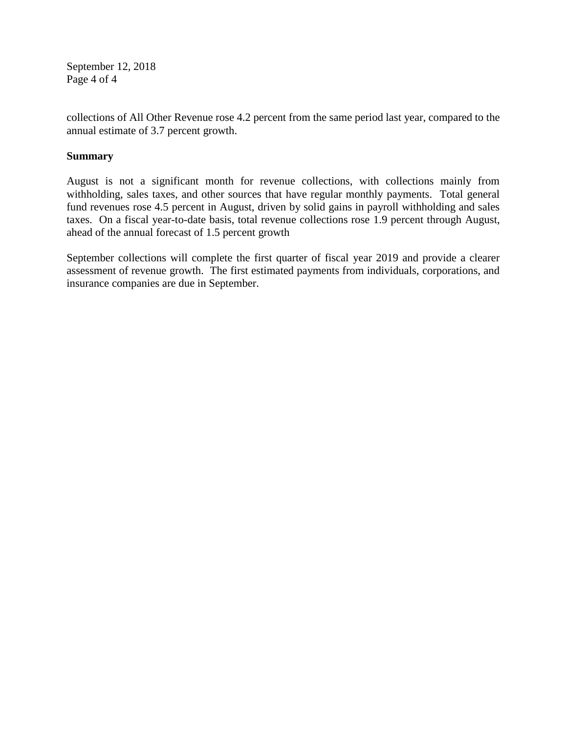collections of All Other Revenue rose 4.2 percent from the same period last year, compared to the annual estimate of 3.7 percent growth.

**Summary**

August is not a significant month for revenue collections, with collections mainly from withholding, sales taxes, and other sources that have regular monthly payments. Total general fund revenues rose 4.5 percent in August, driven by solid gains in payroll withholding and sales taxes. On a fiscal year-to-date basis, total revenue collections rose 1.9 percent through August, ahead of the annual forecast of 1.5 percent growth

September collections will complete the first quarter of fiscal year 2019 and provide a clearer assessment of revenue growth. The first estimated payments from individuals, corporations, and insurance companies are due in September.